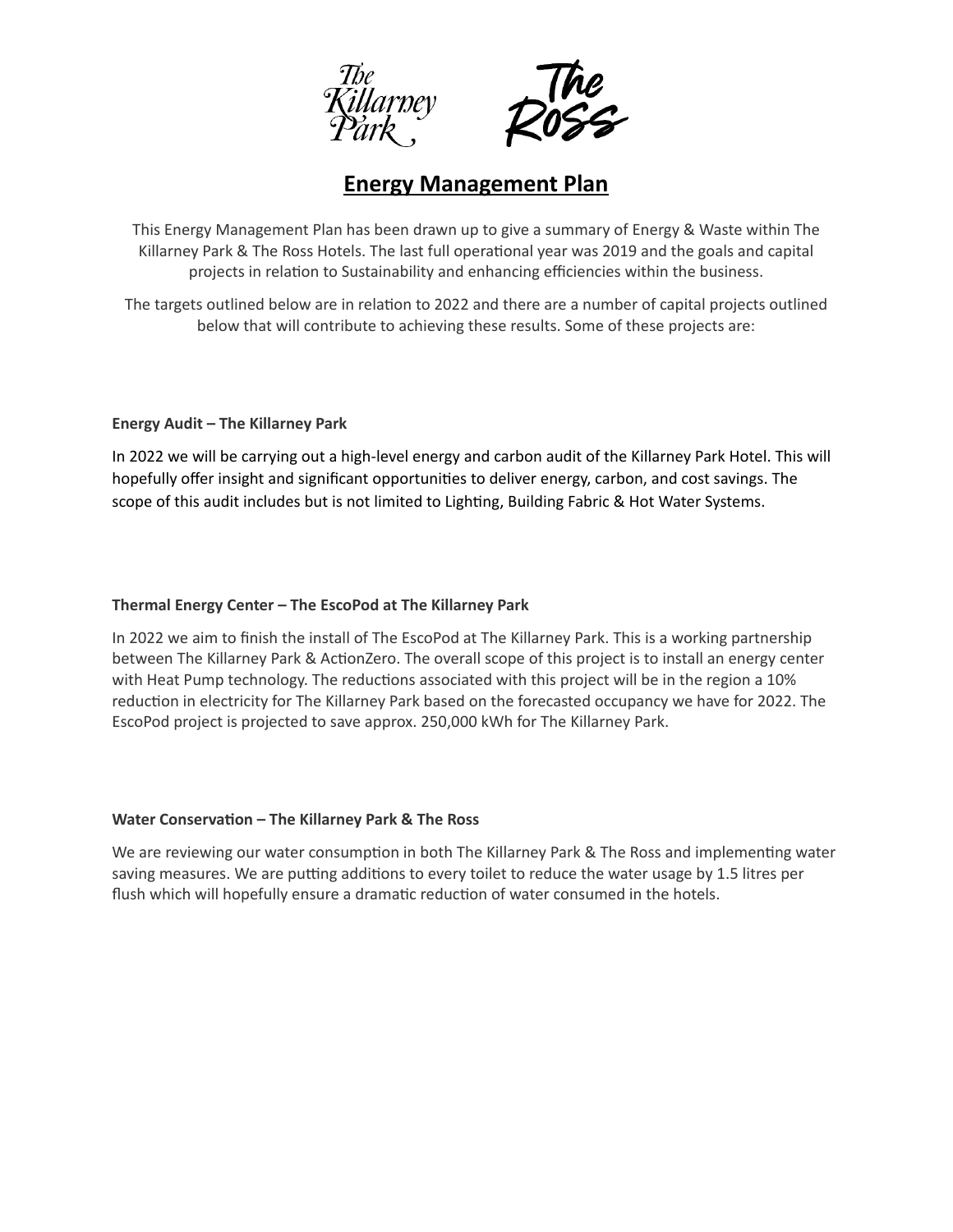# Energy Management Plan

This Energy Management Plan has been drawn up to give a summary of Energy & Waste within The Killarney Park & The Ross Hotels. The last full operational year was 2019 and the goals and capital projects in relation to Sustainability and enhancing efficiencies within the business.

The targets outlined below are in relation to 2022 and there are a number of capital projects outlined below that will contribute to achieving these results. Some of these projects are:

**Energy Audit – The Killarney Park**

In 2022 we will be carrying out a high-level energy and carbon audit of the Killarney Park Hotel. This will hopefully offer insight and significant opportunities to deliver energy, carbon, and cost savings. The scope of this audit includes but is not limited to Lighting, Building Fabric & Hot Water Systems.

**Thermal Energy Center – The EscoPod at The Killarney Park**

In 2022 we aim to finish the install of The EscoPod at The Killarney Park. This is a working partnership between The Killarney Park & ActionZero. The overall scope of this project is to install an energy center with Heat Pump technology. The reductions associated with this project will be in the region a 10% reduction in electricity for The Killarney Park based on the forecasted occupancy we have for 2022. The EscoPod project is projected to save approx. 250,000 kWh for The Killarney Park.

**Water Conservation – The Killarney Park & The Ross**

We are reviewing our water consumption in both The Killarney Park & The Ross and implementing water saving measures. We are putting additions to every toilet to reduce the water usage by 1.5 litres per flush which will hopefully ensure a dramatic reduction of water consumed in the hotels.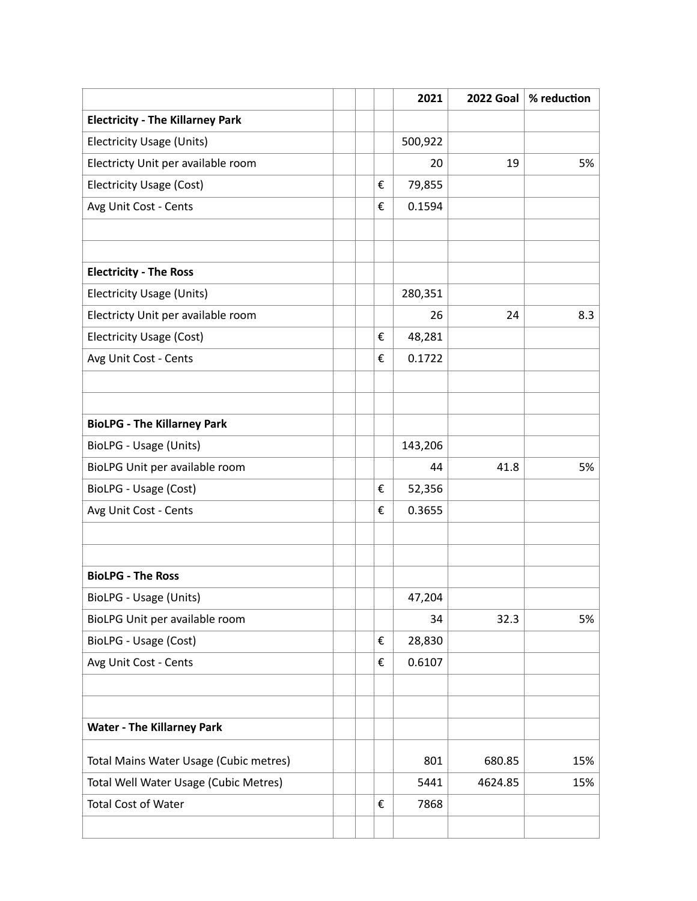| | | | | 2021 | 2022 Goal | % reduction |
|---|---|---|---|---|---|---|
| **Electricity - The Killarney Park** | | | | | | |
| Electricity Usage (Units) | | | | 500,922 | | |
| Electricty Unit per available room | | | | 20 | 19 | 5% |
| Electricity Usage (Cost) | | | € | 79,855 | | |
| Avg Unit Cost - Cents | | | € | 0.1594 | | |
| | | | | | | |
| | | | | | | |
| **Electricity - The Ross** | | | | | | |
| Electricity Usage (Units) | | | | 280,351 | | |
| Electricty Unit per available room | | | | 26 | 24 | 8.3 |
| Electricity Usage (Cost) | | | € | 48,281 | | |
| Avg Unit Cost - Cents | | | € | 0.1722 | | |
| | | | | | | |
| | | | | | | |
| **BioLPG - The Killarney Park** | | | | | | |
| BioLPG - Usage (Units) | | | | 143,206 | | |
| BioLPG Unit per available room | | | | 44 | 41.8 | 5% |
| BioLPG - Usage (Cost) | | | € | 52,356 | | |
| Avg Unit Cost - Cents | | | € | 0.3655 | | |
| | | | | | | |
| | | | | | | |
| **BioLPG - The Ross** | | | | | | |
| BioLPG - Usage (Units) | | | | 47,204 | | |
| BioLPG Unit per available room | | | | 34 | 32.3 | 5% |
| BioLPG - Usage (Cost) | | | € | 28,830 | | |
| Avg Unit Cost - Cents | | | € | 0.6107 | | |
| | | | | | | |
| | | | | | | |
| **Water - The Killarney Park** | | | | | | |
| Total Mains Water Usage (Cubic metres) | | | | 801 | 680.85 | 15% |
| Total Well Water Usage (Cubic Metres) | | | | 5441 | 4624.85 | 15% |
| Total Cost of Water | | | € | 7868 | | |
| | | | | | | |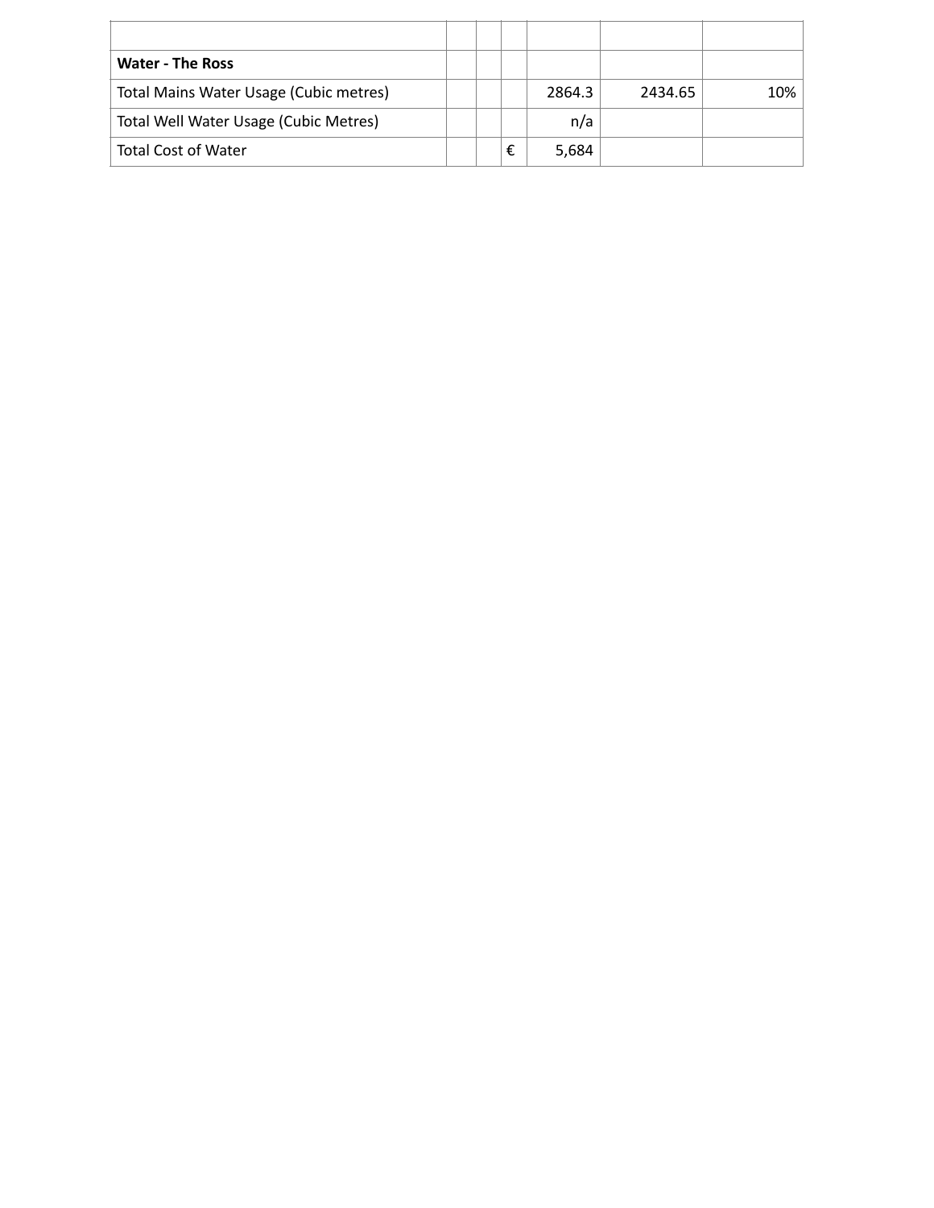| | | | | | | |
|---|---|---|---|---|---|---|
| | | | | | | |
| **Water - The Ross** | | | | | | |
| Total Mains Water Usage (Cubic metres) | | | | 2864.3 | 2434.65 | 10% |
| Total Well Water Usage (Cubic Metres) | | | | n/a | | |
| Total Cost of Water | | | € | 5,684 | | |